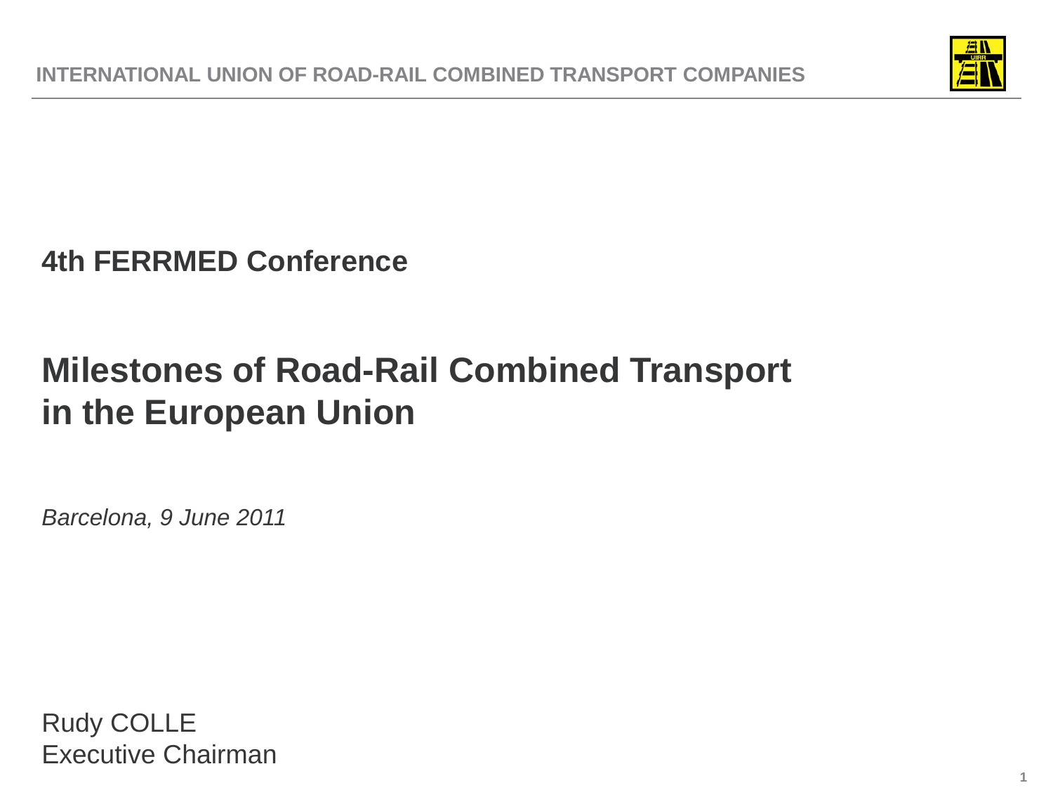INTERNATIONAL UNION OF ROAD-RAIL COMBINED TRANSPORT COMPANIES

**4th FERRMED Conference**

# Milestones of Road-Rail Combined Transport in the European Union

*Barcelona, 9 June 2011*

Rudy COLLE
Executive Chairman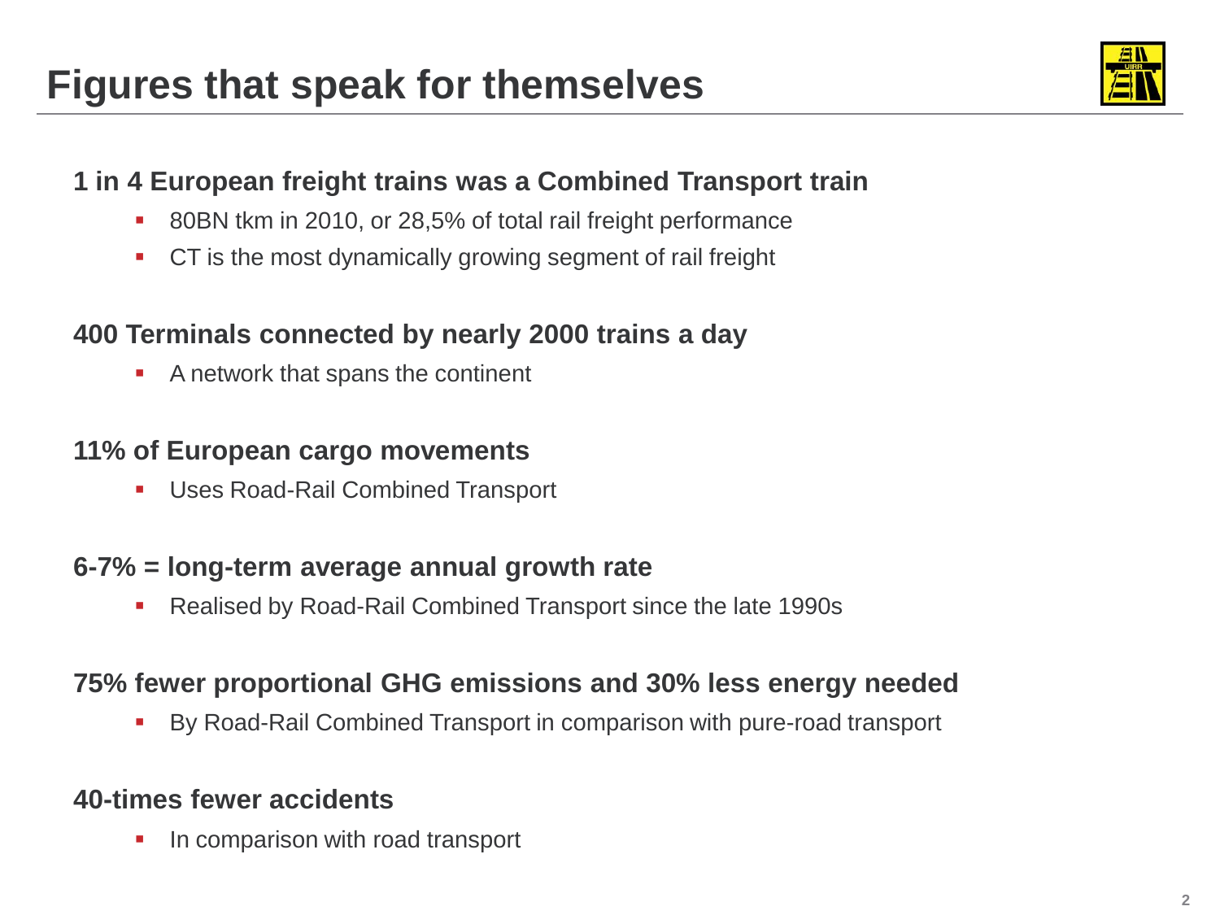# Figures that speak for themselves

**1 in 4 European freight trains was a Combined Transport train**

- 80BN tkm in 2010, or 28,5% of total rail freight performance
- CT is the most dynamically growing segment of rail freight

**400 Terminals connected by nearly 2000 trains a day**

- A network that spans the continent

**11% of European cargo movements**

- Uses Road-Rail Combined Transport

**6-7% = long-term average annual growth rate**

- Realised by Road-Rail Combined Transport since the late 1990s

**75% fewer proportional GHG emissions and 30% less energy needed**

- By Road-Rail Combined Transport in comparison with pure-road transport

**40-times fewer accidents**

- In comparison with road transport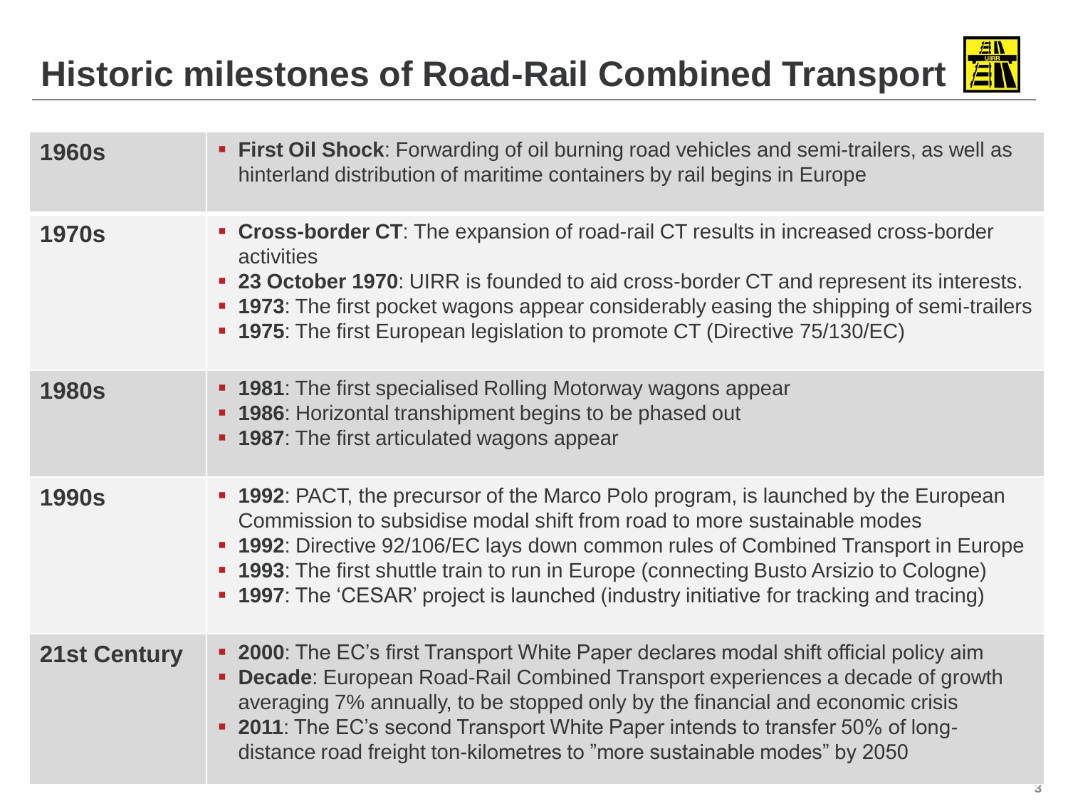# Historic milestones of Road-Rail Combined Transport

| | |
|---|---|
| **1960s** | ▪ **First Oil Shock**: Forwarding of oil burning road vehicles and semi-trailers, as well as hinterland distribution of maritime containers by rail begins in Europe |
| **1970s** | ▪ **Cross-border CT**: The expansion of road-rail CT results in increased cross-border activities<br>▪ **23 October 1970**: UIRR is founded to aid cross-border CT and represent its interests.<br>▪ **1973**: The first pocket wagons appear considerably easing the shipping of semi-trailers<br>▪ **1975**: The first European legislation to promote CT (Directive 75/130/EC) |
| **1980s** | ▪ **1981**: The first specialised Rolling Motorway wagons appear<br>▪ **1986**: Horizontal transhipment begins to be phased out<br>▪ **1987**: The first articulated wagons appear |
| **1990s** | ▪ **1992**: PACT, the precursor of the Marco Polo program, is launched by the European Commission to subsidise modal shift from road to more sustainable modes<br>▪ **1992**: Directive 92/106/EC lays down common rules of Combined Transport in Europe<br>▪ **1993**: The first shuttle train to run in Europe (connecting Busto Arsizio to Cologne)<br>▪ **1997**: The 'CESAR' project is launched (industry initiative for tracking and tracing) |
| **21st Century** | ▪ **2000**: The EC's first Transport White Paper declares modal shift official policy aim<br>▪ **Decade**: European Road-Rail Combined Transport experiences a decade of growth averaging 7% annually, to be stopped only by the financial and economic crisis<br>▪ **2011**: The EC's second Transport White Paper intends to transfer 50% of long-distance road freight ton-kilometres to "more sustainable modes" by 2050 |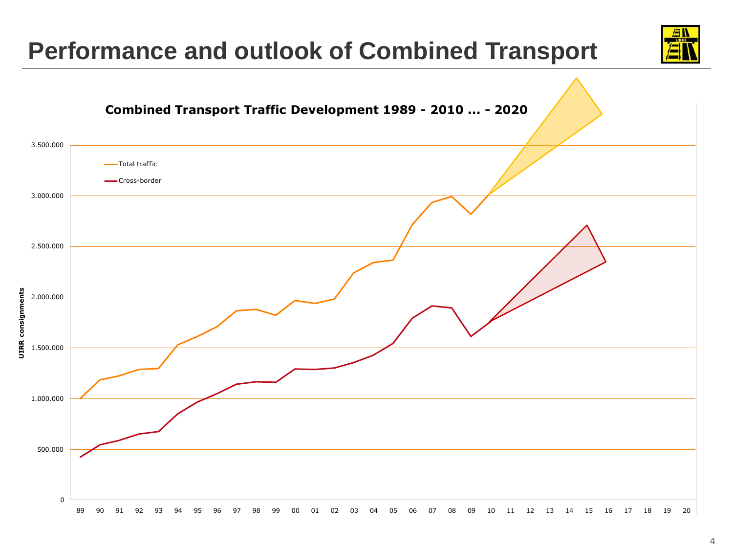# Performance and outlook of Combined Transport

**Combined Transport Traffic Development 1989 - 2010 ... - 2020**

UIRR consignments

3.500.000
3.000.000
2.500.000
2.000.000
1.500.000
1.000.000
500.000
0

89 90 91 92 93 94 95 96 97 98 99 00 01 02 03 04 05 06 07 08 09 10 11 12 13 14 15 16 17 18 19 20

- Total traffic
- Cross-border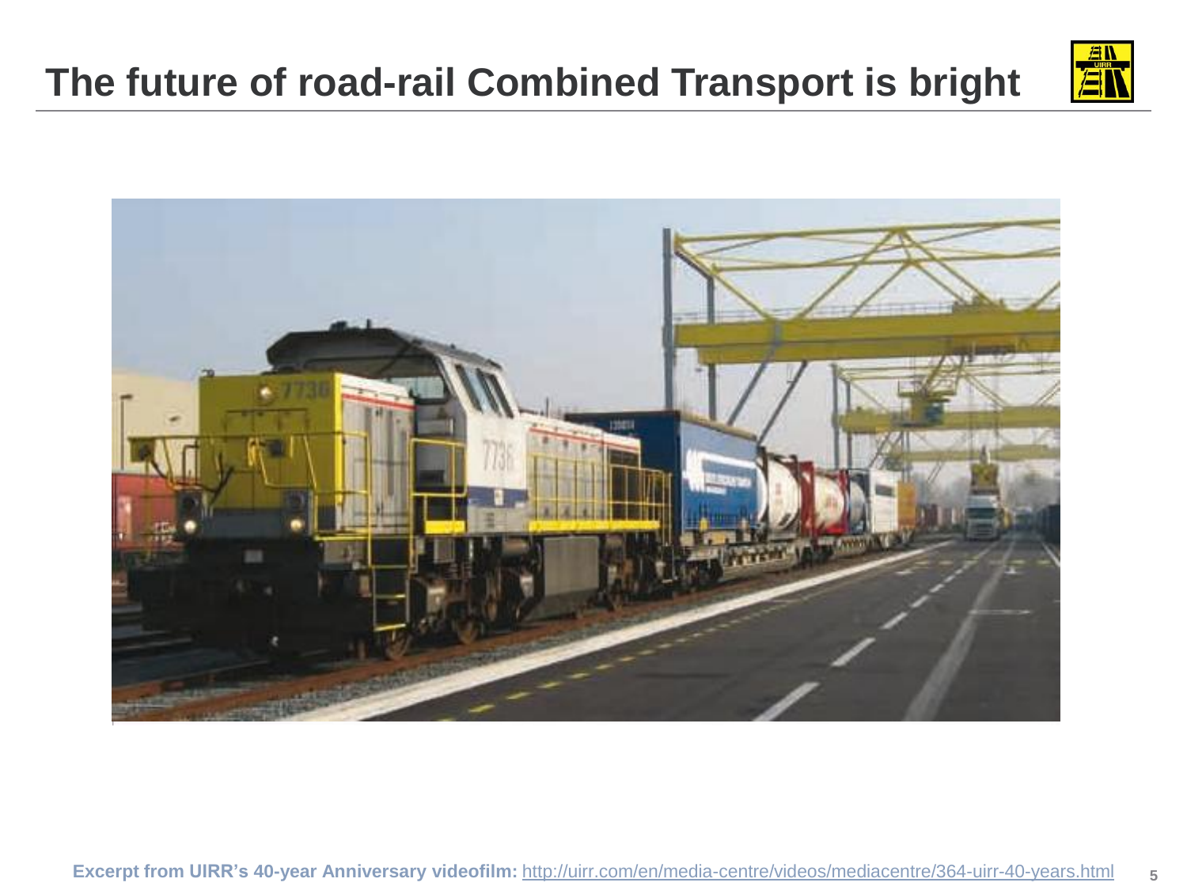# The future of road-rail Combined Transport is bright

**Excerpt from UIRR's 40-year Anniversary videofilm:** http://uirr.com/en/media-centre/videos/mediacentre/364-uirr-40-years.html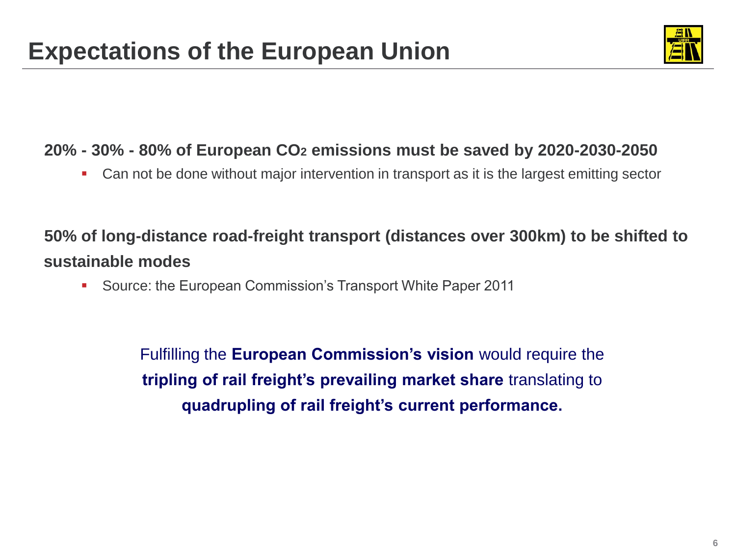# Expectations of the European Union

**20% - 30% - 80% of European $CO_2$ emissions must be saved by 2020-2030-2050**

- Can not be done without major intervention in transport as it is the largest emitting sector

**50% of long-distance road-freight transport (distances over 300km) to be shifted to sustainable modes**

- Source: the European Commission's Transport White Paper 2011

Fulfilling the **European Commission's vision** would require the **tripling of rail freight's prevailing market share** translating to **quadrupling of rail freight's current performance.**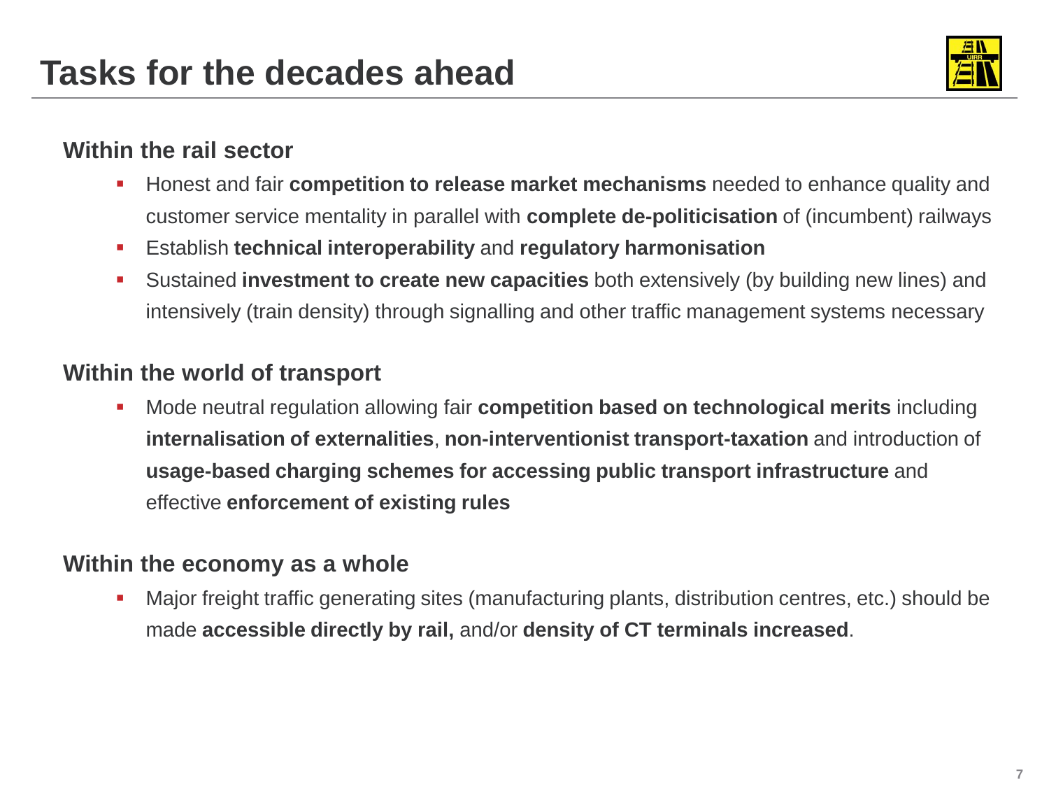# Tasks for the decades ahead

## Within the rail sector

- Honest and fair **competition to release market mechanisms** needed to enhance quality and customer service mentality in parallel with **complete de-politicisation** of (incumbent) railways
- Establish **technical interoperability** and **regulatory harmonisation**
- Sustained **investment to create new capacities** both extensively (by building new lines) and intensively (train density) through signalling and other traffic management systems necessary

## Within the world of transport

- Mode neutral regulation allowing fair **competition based on technological merits** including **internalisation of externalities**, **non-interventionist transport-taxation** and introduction of **usage-based charging schemes for accessing public transport infrastructure** and effective **enforcement of existing rules**

## Within the economy as a whole

- Major freight traffic generating sites (manufacturing plants, distribution centres, etc.) should be made **accessible directly by rail,** and/or **density of CT terminals increased**.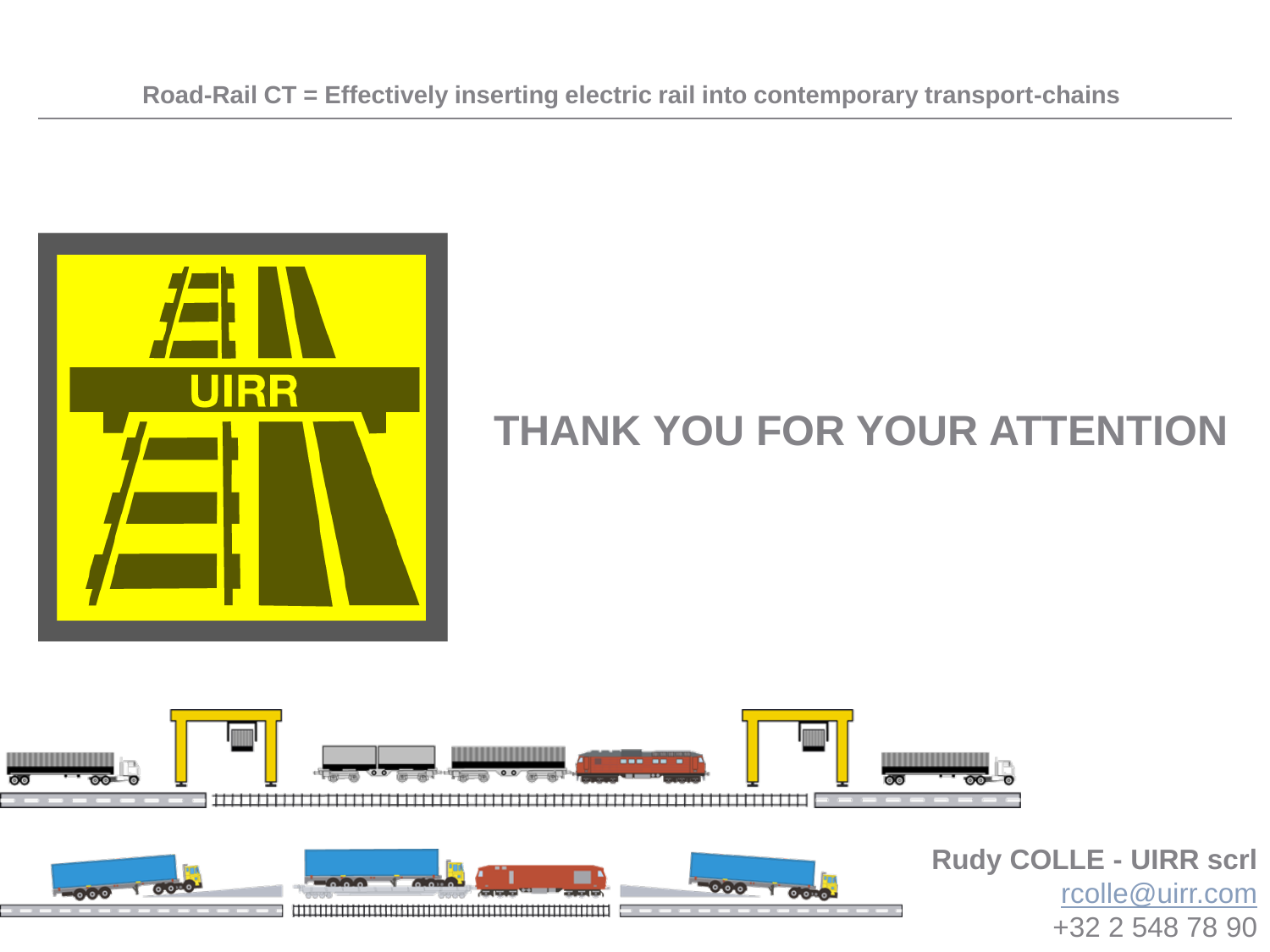Road-Rail CT = Effectively inserting electric rail into contemporary transport-chains

UIRR

# THANK YOU FOR YOUR ATTENTION

**Rudy COLLE - UIRR scrl**
rcolle@uirr.com
+32 2 548 78 90